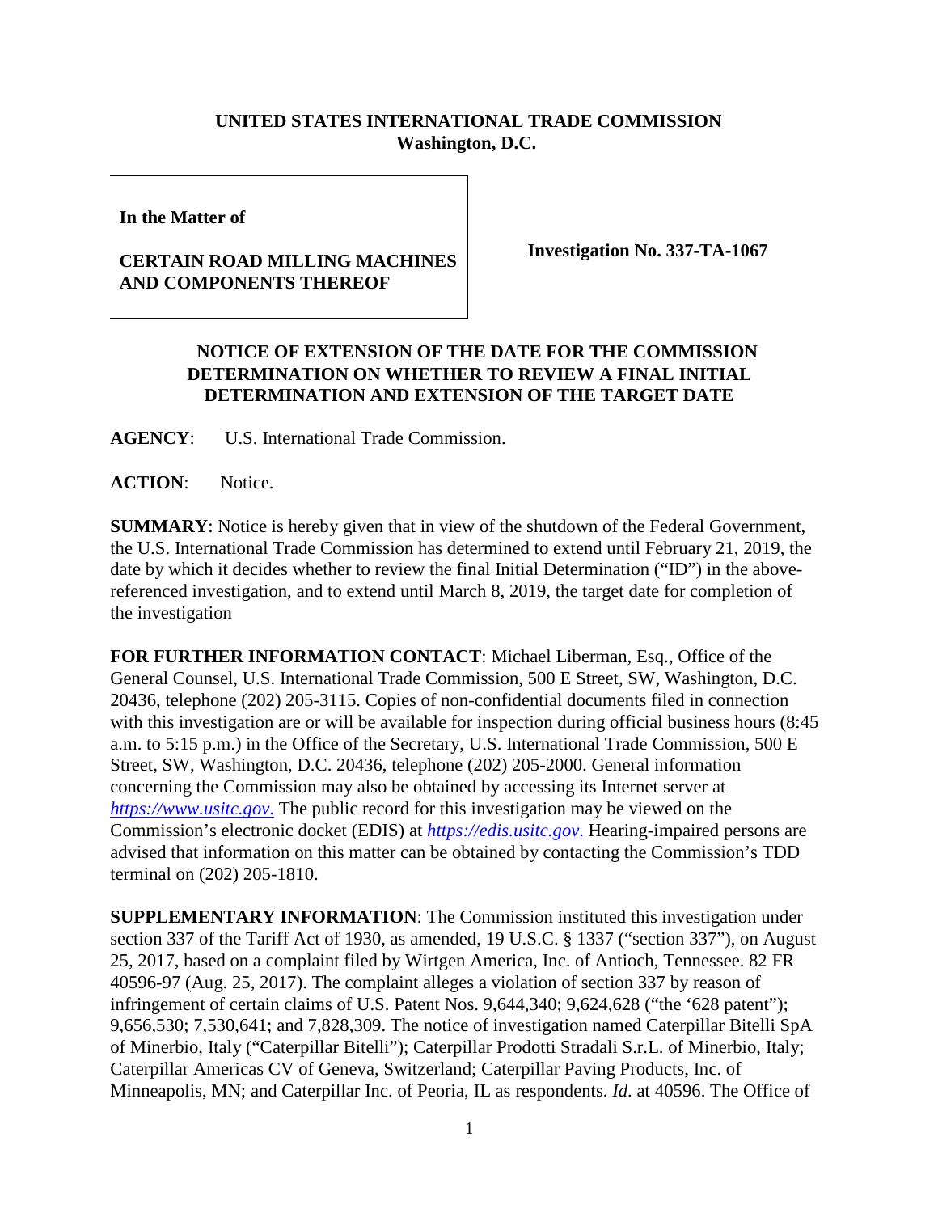**UNITED STATES INTERNATIONAL TRADE COMMISSION**
**Washington, D.C.**

| In the Matter of<br><br>**CERTAIN ROAD MILLING MACHINES AND COMPONENTS THEREOF** | **Investigation No. 337-TA-1067** |
|---|---|

**NOTICE OF EXTENSION OF THE DATE FOR THE COMMISSION DETERMINATION ON WHETHER TO REVIEW A FINAL INITIAL DETERMINATION AND EXTENSION OF THE TARGET DATE**

**AGENCY**: U.S. International Trade Commission.

**ACTION**: Notice.

**SUMMARY**: Notice is hereby given that in view of the shutdown of the Federal Government, the U.S. International Trade Commission has determined to extend until February 21, 2019, the date by which it decides whether to review the final Initial Determination ("ID") in the above-referenced investigation, and to extend until March 8, 2019, the target date for completion of the investigation

**FOR FURTHER INFORMATION CONTACT**: Michael Liberman, Esq., Office of the General Counsel, U.S. International Trade Commission, 500 E Street, SW, Washington, D.C. 20436, telephone (202) 205-3115. Copies of non-confidential documents filed in connection with this investigation are or will be available for inspection during official business hours (8:45 a.m. to 5:15 p.m.) in the Office of the Secretary, U.S. International Trade Commission, 500 E Street, SW, Washington, D.C. 20436, telephone (202) 205-2000. General information concerning the Commission may also be obtained by accessing its Internet server at *https://www.usitc.gov*. The public record for this investigation may be viewed on the Commission's electronic docket (EDIS) at *https://edis.usitc.gov*. Hearing-impaired persons are advised that information on this matter can be obtained by contacting the Commission's TDD terminal on (202) 205-1810.

**SUPPLEMENTARY INFORMATION**: The Commission instituted this investigation under section 337 of the Tariff Act of 1930, as amended, 19 U.S.C. § 1337 ("section 337"), on August 25, 2017, based on a complaint filed by Wirtgen America, Inc. of Antioch, Tennessee. 82 FR 40596-97 (Aug. 25, 2017). The complaint alleges a violation of section 337 by reason of infringement of certain claims of U.S. Patent Nos. 9,644,340; 9,624,628 ("the '628 patent"); 9,656,530; 7,530,641; and 7,828,309. The notice of investigation named Caterpillar Bitelli SpA of Minerbio, Italy ("Caterpillar Bitelli"); Caterpillar Prodotti Stradali S.r.L. of Minerbio, Italy; Caterpillar Americas CV of Geneva, Switzerland; Caterpillar Paving Products, Inc. of Minneapolis, MN; and Caterpillar Inc. of Peoria, IL as respondents. *Id*. at 40596. The Office of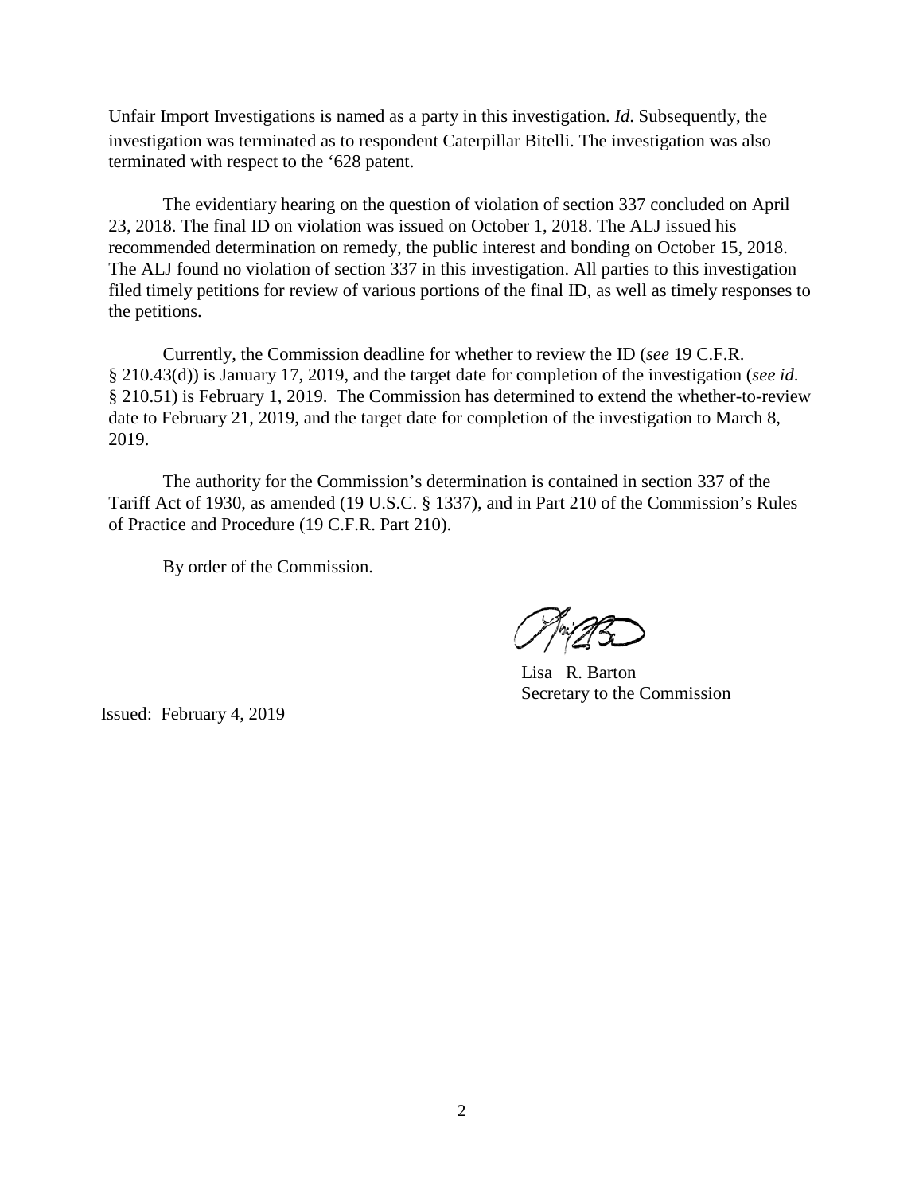Unfair Import Investigations is named as a party in this investigation. *Id*. Subsequently, the investigation was terminated as to respondent Caterpillar Bitelli. The investigation was also terminated with respect to the '628 patent.

The evidentiary hearing on the question of violation of section 337 concluded on April 23, 2018. The final ID on violation was issued on October 1, 2018. The ALJ issued his recommended determination on remedy, the public interest and bonding on October 15, 2018. The ALJ found no violation of section 337 in this investigation. All parties to this investigation filed timely petitions for review of various portions of the final ID, as well as timely responses to the petitions.

Currently, the Commission deadline for whether to review the ID (*see* 19 C.F.R. § 210.43(d)) is January 17, 2019, and the target date for completion of the investigation (*see id*. § 210.51) is February 1, 2019. The Commission has determined to extend the whether-to-review date to February 21, 2019, and the target date for completion of the investigation to March 8, 2019.

The authority for the Commission's determination is contained in section 337 of the Tariff Act of 1930, as amended (19 U.S.C. § 1337), and in Part 210 of the Commission's Rules of Practice and Procedure (19 C.F.R. Part 210).

By order of the Commission.

Lisa R. Barton
Secretary to the Commission

Issued: February 4, 2019